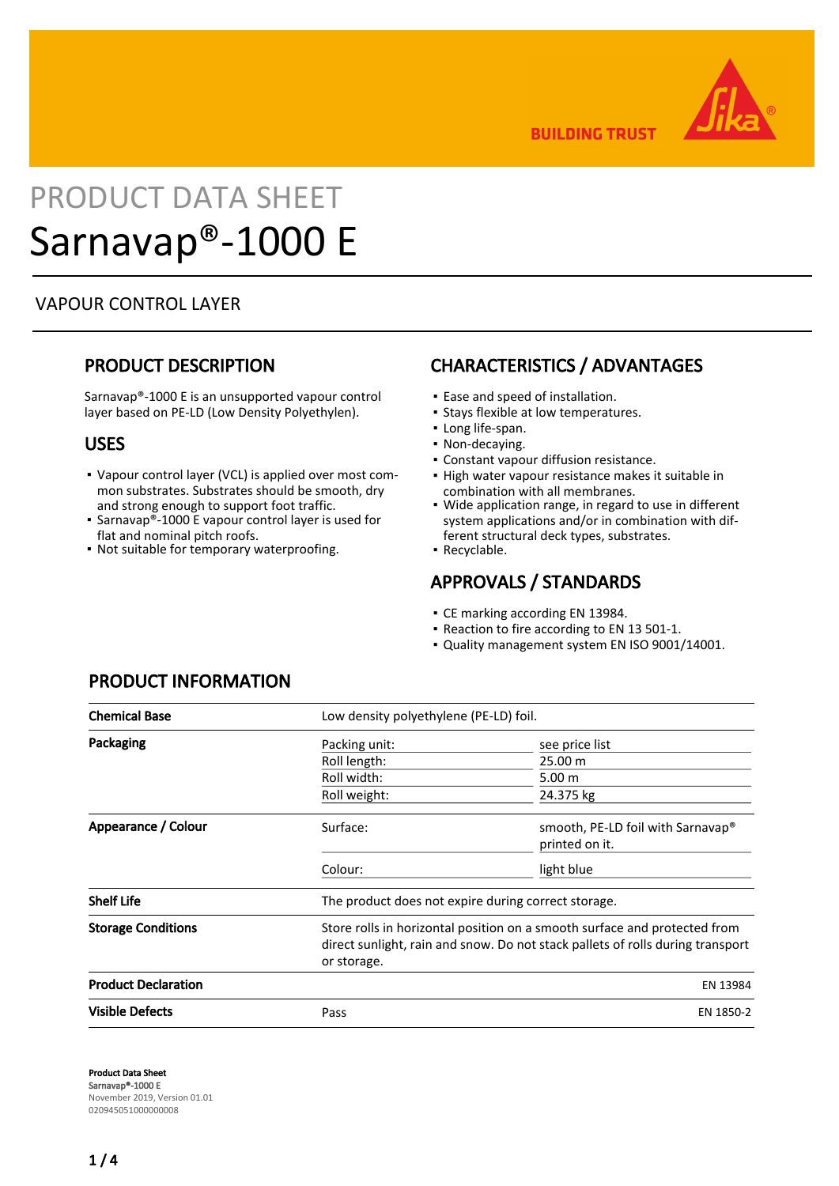# PRODUCT DATA SHEET

# Sarnavap®-1000 E

VAPOUR CONTROL LAYER

## PRODUCT DESCRIPTION

Sarnavap®-1000 E is an unsupported vapour control layer based on PE-LD (Low Density Polyethylen).

## USES

- Vapour control layer (VCL) is applied over most common substrates. Substrates should be smooth, dry and strong enough to support foot traffic.
- Sarnavap®-1000 E vapour control layer is used for flat and nominal pitch roofs.
- Not suitable for temporary waterproofing.

## CHARACTERISTICS / ADVANTAGES

- Ease and speed of installation.
- Stays flexible at low temperatures.
- Long life-span.
- Non-decaying.
- Constant vapour diffusion resistance.
- High water vapour resistance makes it suitable in combination with all membranes.
- Wide application range, in regard to use in different system applications and/or in combination with different structural deck types, substrates.
- Recyclable.

## APPROVALS / STANDARDS

- CE marking according EN 13984.
- Reaction to fire according to EN 13 501-1.
- Quality management system EN ISO 9001/14001.

## PRODUCT INFORMATION

| | | |
|---|---|---|
| **Chemical Base** | Low density polyethylene (PE-LD) foil. | |
| **Packaging** | Packing unit: | see price list |
| | Roll length: | 25.00 m |
| | Roll width: | 5.00 m |
| | Roll weight: | 24.375 kg |
| **Appearance / Colour** | Surface: | smooth, PE-LD foil with Sarnavap® printed on it. |
| | Colour: | light blue |
| **Shelf Life** | The product does not expire during correct storage. | |
| **Storage Conditions** | Store rolls in horizontal position on a smooth surface and protected from direct sunlight, rain and snow. Do not stack pallets of rolls during transport or storage. | |
| **Product Declaration** | | EN 13984 |
| **Visible Defects** | Pass | EN 1850-2 |

**Product Data Sheet**
**Sarnavap®-1000 E**
November 2019, Version 01.01
020945051000000008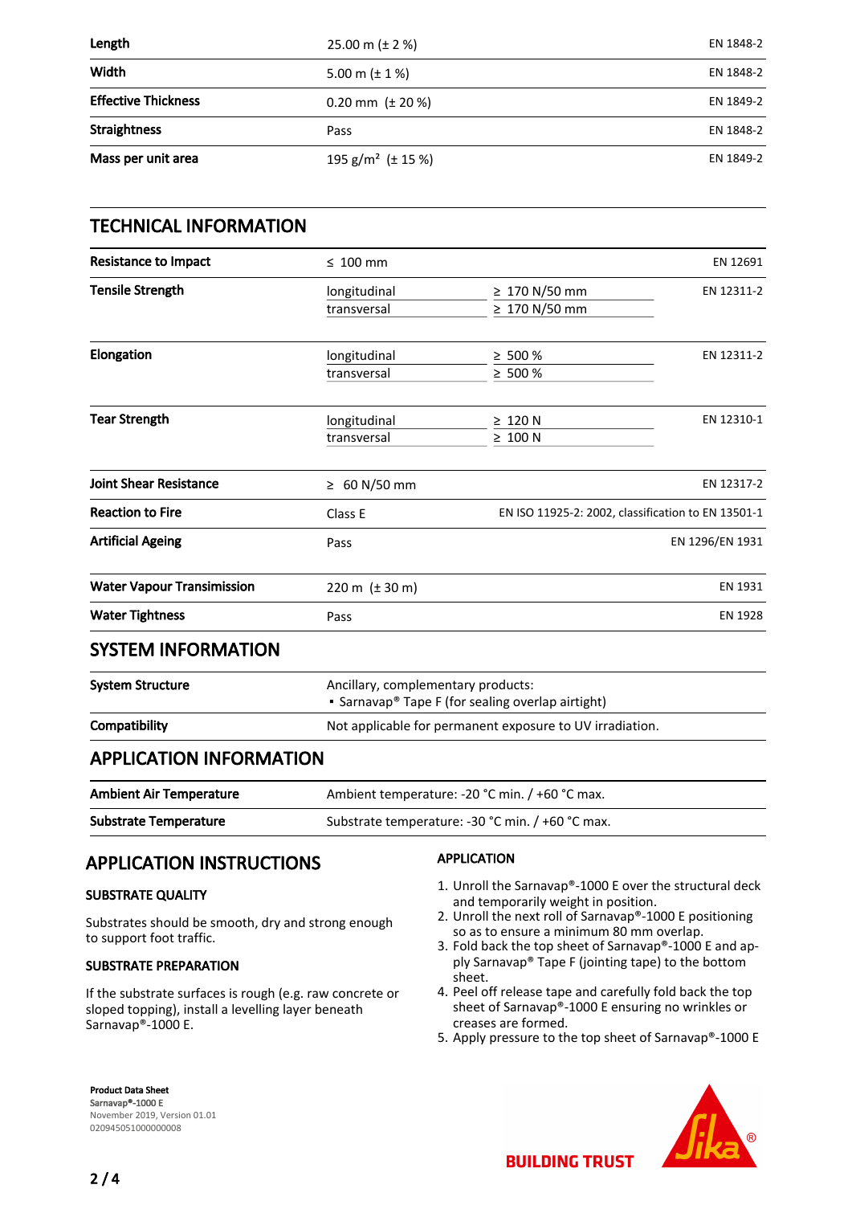| | | |
|---|---|---|
| **Length** | 25.00 m (± 2 %) | EN 1848-2 |
| **Width** | 5.00 m (± 1 %) | EN 1848-2 |
| **Effective Thickness** | 0.20 mm (± 20 %) | EN 1849-2 |
| **Straightness** | Pass | EN 1848-2 |
| **Mass per unit area** | 195 g/m² (± 15 %) | EN 1849-2 |

## TECHNICAL INFORMATION

| | | | |
|---|---|---|---|
| **Resistance to Impact** | ≤ 100 mm | | EN 12691 |
| **Tensile Strength** | longitudinal | ≥ 170 N/50 mm | EN 12311-2 |
| | transversal | ≥ 170 N/50 mm | |
| **Elongation** | longitudinal | ≥ 500 % | EN 12311-2 |
| | transversal | ≥ 500 % | |
| **Tear Strength** | longitudinal | ≥ 120 N | EN 12310-1 |
| | transversal | ≥ 100 N | |
| **Joint Shear Resistance** | ≥ 60 N/50 mm | | EN 12317-2 |
| **Reaction to Fire** | Class E | | EN ISO 11925-2: 2002, classification to EN 13501-1 |
| **Artificial Ageing** | Pass | | EN 1296/EN 1931 |
| **Water Vapour Transimission** | 220 m (± 30 m) | | EN 1931 |
| **Water Tightness** | Pass | | EN 1928 |

## SYSTEM INFORMATION

| | |
|---|---|
| **System Structure** | Ancillary, complementary products:<br>▪ Sarnavap® Tape F (for sealing overlap airtight) |
| **Compatibility** | Not applicable for permanent exposure to UV irradiation. |

## APPLICATION INFORMATION

| | |
|---|---|
| **Ambient Air Temperature** | Ambient temperature: -20 °C min. / +60 °C max. |
| **Substrate Temperature** | Substrate temperature: -30 °C min. / +60 °C max. |

## APPLICATION INSTRUCTIONS

### SUBSTRATE QUALITY

Substrates should be smooth, dry and strong enough to support foot traffic.

### SUBSTRATE PREPARATION

If the substrate surfaces is rough (e.g. raw concrete or sloped topping), install a levelling layer beneath Sarnavap®-1000 E.

### APPLICATION

1. Unroll the Sarnavap®-1000 E over the structural deck and temporarily weight in position.
2. Unroll the next roll of Sarnavap®-1000 E positioning so as to ensure a minimum 80 mm overlap.
3. Fold back the top sheet of Sarnavap®-1000 E and apply Sarnavap® Tape F (jointing tape) to the bottom sheet.
4. Peel off release tape and carefully fold back the top sheet of Sarnavap®-1000 E ensuring no wrinkles or creases are formed.
5. Apply pressure to the top sheet of Sarnavap®-1000 E

**Product Data Sheet**
Sarnavap®-1000 E
November 2019, Version 01.01
020945051000000008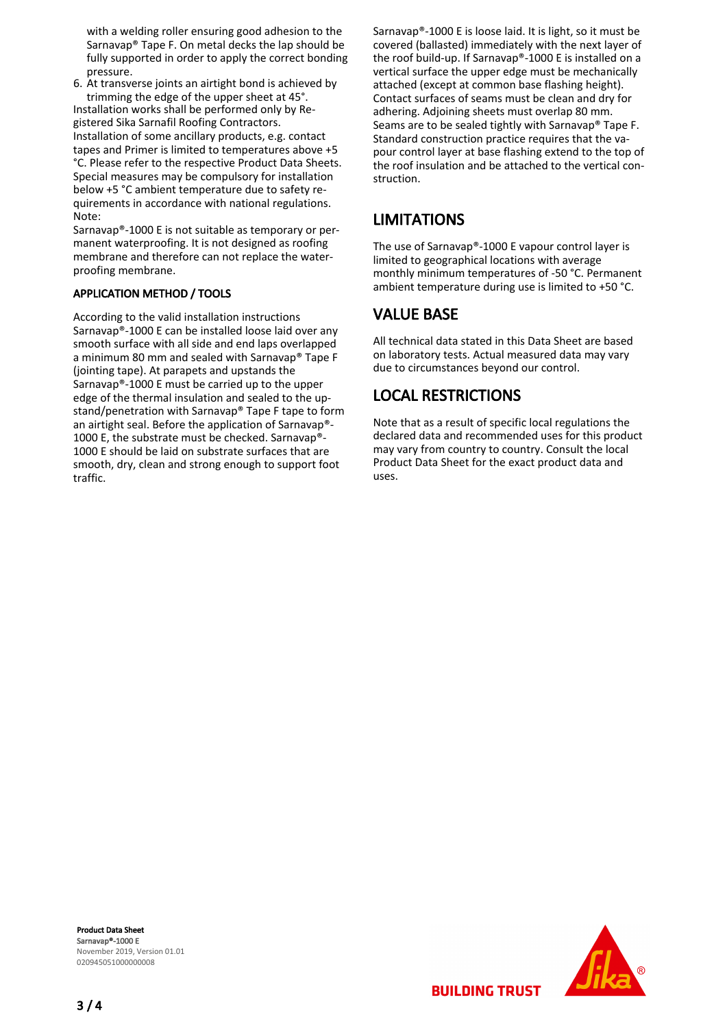with a welding roller ensuring good adhesion to the Sarnavap® Tape F. On metal decks the lap should be fully supported in order to apply the correct bonding pressure.

6. At transverse joints an airtight bond is achieved by trimming the edge of the upper sheet at 45°.

Installation works shall be performed only by Registered Sika Sarnafil Roofing Contractors.
Installation of some ancillary products, e.g. contact tapes and Primer is limited to temperatures above +5 °C. Please refer to the respective Product Data Sheets. Special measures may be compulsory for installation below +5 °C ambient temperature due to safety requirements in accordance with national regulations.
Note:
Sarnavap®-1000 E is not suitable as temporary or permanent waterproofing. It is not designed as roofing membrane and therefore can not replace the waterproofing membrane.

### APPLICATION METHOD / TOOLS

According to the valid installation instructions Sarnavap®-1000 E can be installed loose laid over any smooth surface with all side and end laps overlapped a minimum 80 mm and sealed with Sarnavap® Tape F (jointing tape). At parapets and upstands the Sarnavap®-1000 E must be carried up to the upper edge of the thermal insulation and sealed to the upstand/penetration with Sarnavap® Tape F tape to form an airtight seal. Before the application of Sarnavap®-1000 E, the substrate must be checked. Sarnavap®-1000 E should be laid on substrate surfaces that are smooth, dry, clean and strong enough to support foot traffic.

Sarnavap®-1000 E is loose laid. It is light, so it must be covered (ballasted) immediately with the next layer of the roof build-up. If Sarnavap®-1000 E is installed on a vertical surface the upper edge must be mechanically attached (except at common base flashing height). Contact surfaces of seams must be clean and dry for adhering. Adjoining sheets must overlap 80 mm. Seams are to be sealed tightly with Sarnavap® Tape F. Standard construction practice requires that the vapour control layer at base flashing extend to the top of the roof insulation and be attached to the vertical construction.

## LIMITATIONS

The use of Sarnavap®-1000 E vapour control layer is limited to geographical locations with average monthly minimum temperatures of -50 °C. Permanent ambient temperature during use is limited to +50 °C.

## VALUE BASE

All technical data stated in this Data Sheet are based on laboratory tests. Actual measured data may vary due to circumstances beyond our control.

## LOCAL RESTRICTIONS

Note that as a result of specific local regulations the declared data and recommended uses for this product may vary from country to country. Consult the local Product Data Sheet for the exact product data and uses.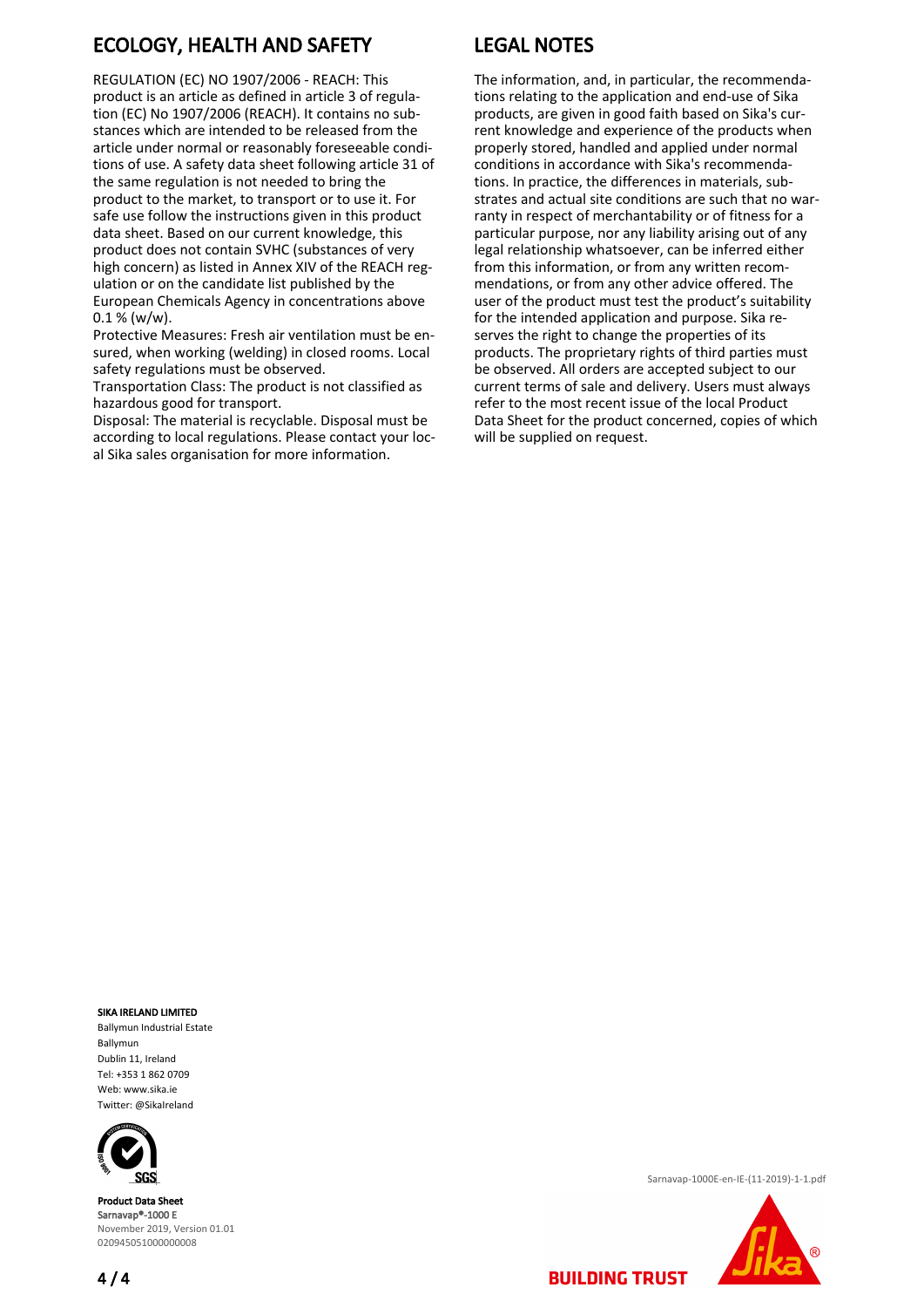## ECOLOGY, HEALTH AND SAFETY

REGULATION (EC) NO 1907/2006 - REACH: This product is an article as defined in article 3 of regulation (EC) No 1907/2006 (REACH). It contains no substances which are intended to be released from the article under normal or reasonably foreseeable conditions of use. A safety data sheet following article 31 of the same regulation is not needed to bring the product to the market, to transport or to use it. For safe use follow the instructions given in this product data sheet. Based on our current knowledge, this product does not contain SVHC (substances of very high concern) as listed in Annex XIV of the REACH regulation or on the candidate list published by the European Chemicals Agency in concentrations above 0.1 % (w/w).

Protective Measures: Fresh air ventilation must be ensured, when working (welding) in closed rooms. Local safety regulations must be observed.

Transportation Class: The product is not classified as hazardous good for transport.

Disposal: The material is recyclable. Disposal must be according to local regulations. Please contact your local Sika sales organisation for more information.

## LEGAL NOTES

The information, and, in particular, the recommendations relating to the application and end-use of Sika products, are given in good faith based on Sika's current knowledge and experience of the products when properly stored, handled and applied under normal conditions in accordance with Sika's recommendations. In practice, the differences in materials, substrates and actual site conditions are such that no warranty in respect of merchantability or of fitness for a particular purpose, nor any liability arising out of any legal relationship whatsoever, can be inferred either from this information, or from any written recommendations, or from any other advice offered. The user of the product must test the product's suitability for the intended application and purpose. Sika reserves the right to change the properties of its products. The proprietary rights of third parties must be observed. All orders are accepted subject to our current terms of sale and delivery. Users must always refer to the most recent issue of the local Product Data Sheet for the product concerned, copies of which will be supplied on request.

**SIKA IRELAND LIMITED**
Ballymun Industrial Estate
Ballymun
Dublin 11, Ireland
Tel: +353 1 862 0709
Web: www.sika.ie
Twitter: @SikaIreland

**Product Data Sheet**
Sarnavap®-1000 E
November 2019, Version 01.01
020945051000000008

Sarnavap-1000E-en-IE-(11-2019)-1-1.pdf

BUILDING TRUST